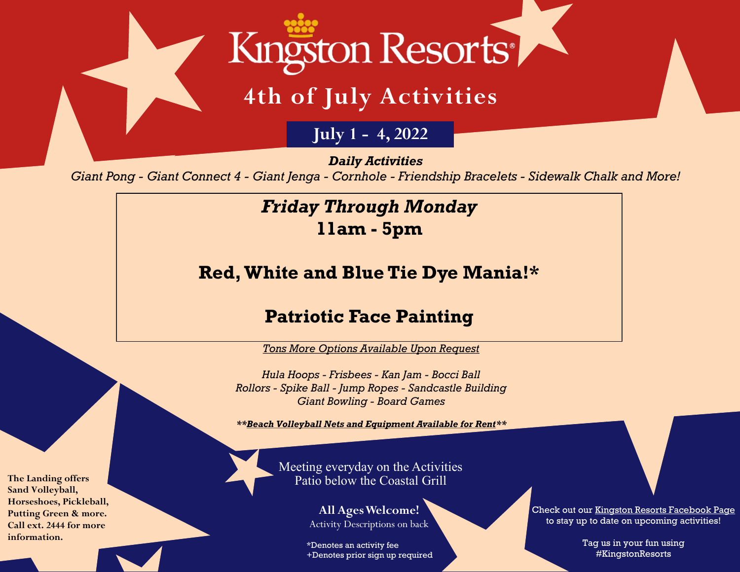# Kingston Resorts®

## 4th of July Activities

**July 1 - 4, 2022**

***Daily Activities***

*Giant Pong - Giant Connect 4 - Giant Jenga - Cornhole - Friendship Bracelets - Sidewalk Chalk and More!*

***Friday Through Monday***

**11am - 5pm**

**Red, White and Blue Tie Dye Mania!***

**Patriotic Face Painting**

*Tons More Options Available Upon Request*

*Hula Hoops - Frisbees - Kan Jam - Bocci Ball*
*Rollors - Spike Ball - Jump Ropes - Sandcastle Building*
*Giant Bowling - Board Games*

***\*\*Beach Volleyball Nets and Equipment Available for Rent\*\****

Meeting everyday on the Activities Patio below the Coastal Grill

**All Ages Welcome!**
Activity Descriptions on back

*Denotes an activity fee
+Denotes prior sign up required

**The Landing offers Sand Volleyball, Horseshoes, Pickleball, Putting Green & more. Call ext. 2444 for more information.**

Check out our Kingston Resorts Facebook Page to stay up to date on upcoming activities!

Tag us in your fun using #KingstonResorts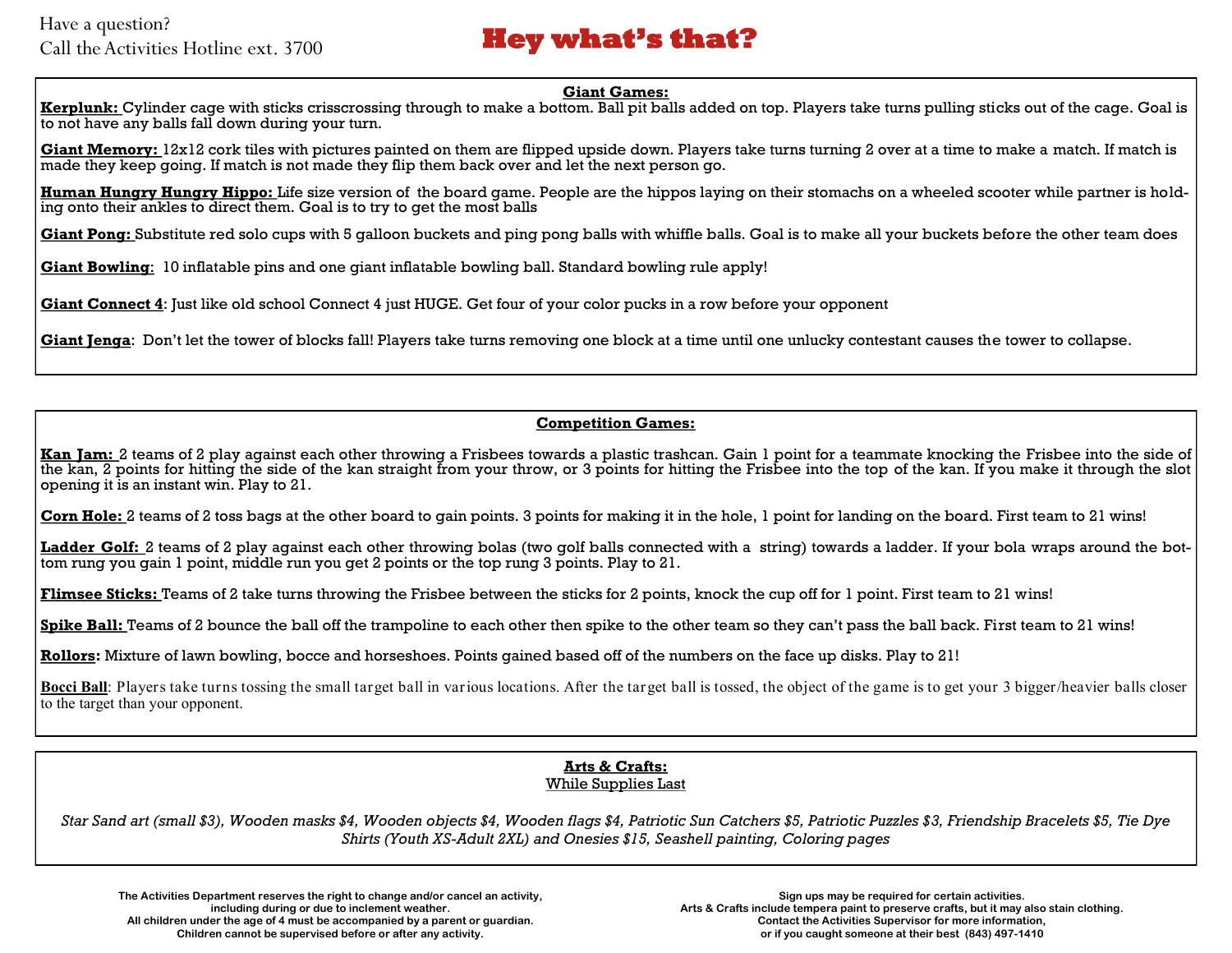Have a question?
Call the Activities Hotline ext. 3700

# Hey what's that?

## Giant Games:

**Kerplunk:** Cylinder cage with sticks crisscrossing through to make a bottom. Ball pit balls added on top. Players take turns pulling sticks out of the cage. Goal is to not have any balls fall down during your turn.

**Giant Memory:** 12x12 cork tiles with pictures painted on them are flipped upside down. Players take turns turning 2 over at a time to make a match. If match is made they keep going. If match is not made they flip them back over and let the next person go.

**Human Hungry Hungry Hippo:** Life size version of the board game. People are the hippos laying on their stomachs on a wheeled scooter while partner is holding onto their ankles to direct them. Goal is to try to get the most balls

**Giant Pong:** Substitute red solo cups with 5 galloon buckets and ping pong balls with whiffle balls. Goal is to make all your buckets before the other team does

**Giant Bowling**: 10 inflatable pins and one giant inflatable bowling ball. Standard bowling rule apply!

**Giant Connect 4**: Just like old school Connect 4 just HUGE. Get four of your color pucks in a row before your opponent

**Giant Jenga**: Don't let the tower of blocks fall! Players take turns removing one block at a time until one unlucky contestant causes the tower to collapse.

## Competition Games:

**Kan Jam:** 2 teams of 2 play against each other throwing a Frisbees towards a plastic trashcan. Gain 1 point for a teammate knocking the Frisbee into the side of the kan, 2 points for hitting the side of the kan straight from your throw, or 3 points for hitting the Frisbee into the top of the kan. If you make it through the slot opening it is an instant win. Play to 21.

**Corn Hole:** 2 teams of 2 toss bags at the other board to gain points. 3 points for making it in the hole, 1 point for landing on the board. First team to 21 wins!

**Ladder Golf:** 2 teams of 2 play against each other throwing bolas (two golf balls connected with a string) towards a ladder. If your bola wraps around the bottom rung you gain 1 point, middle run you get 2 points or the top rung 3 points. Play to 21.

**Flimsee Sticks:** Teams of 2 take turns throwing the Frisbee between the sticks for 2 points, knock the cup off for 1 point. First team to 21 wins!

**Spike Ball:** Teams of 2 bounce the ball off the trampoline to each other then spike to the other team so they can't pass the ball back. First team to 21 wins!

**Rollors:** Mixture of lawn bowling, bocce and horseshoes. Points gained based off of the numbers on the face up disks. Play to 21!

**Bocci Ball**: Players take turns tossing the small target ball in various locations. After the target ball is tossed, the object of the game is to get your 3 bigger/heavier balls closer to the target than your opponent.

## Arts & Crafts:

While Supplies Last

*Star Sand art (small $3), Wooden masks $4, Wooden objects $4, Wooden flags $4, Patriotic Sun Catchers $5, Patriotic Puzzles $3, Friendship Bracelets $5, Tie Dye Shirts (Youth XS-Adult 2XL) and Onesies $15, Seashell painting, Coloring pages*

**The Activities Department reserves the right to change and/or cancel an activity, including during or due to inclement weather.
All children under the age of 4 must be accompanied by a parent or guardian.
Children cannot be supervised before or after any activity.**

**Sign ups may be required for certain activities.
Arts & Crafts include tempera paint to preserve crafts, but it may also stain clothing.
Contact the Activities Supervisor for more information,
or if you caught someone at their best (843) 497-1410**